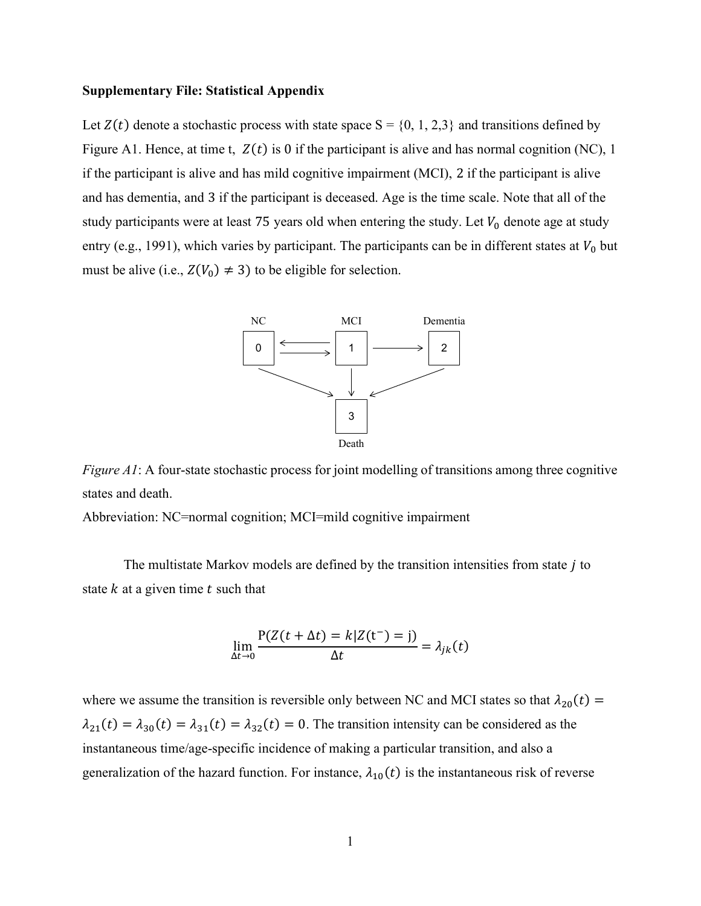**Supplementary File: Statistical Appendix**

Let $Z(t)$ denote a stochastic process with state space S = {0, 1, 2,3} and transitions defined by Figure A1. Hence, at time t, $Z(t)$ is 0 if the participant is alive and has normal cognition (NC), 1 if the participant is alive and has mild cognitive impairment (MCI), 2 if the participant is alive and has dementia, and 3 if the participant is deceased. Age is the time scale. Note that all of the study participants were at least 75 years old when entering the study. Let $V_0$ denote age at study entry (e.g., 1991), which varies by participant. The participants can be in different states at $V_0$ but must be alive (i.e., $Z(V_0) \neq 3$) to be eligible for selection.

*Figure A1*: A four-state stochastic process for joint modelling of transitions among three cognitive states and death.

Abbreviation: NC=normal cognition; MCI=mild cognitive impairment

The multistate Markov models are defined by the transition intensities from state $j$ to state $k$ at a given time $t$ such that

$$\lim_{\Delta t \to 0} \frac{\mathrm{P}(Z(t + \Delta t) = k | Z(\mathrm{t}^{-}) = \mathrm{j})}{\Delta t} = \lambda_{jk}(t)$$

where we assume the transition is reversible only between NC and MCI states so that $\lambda_{20}(t) = \lambda_{21}(t) = \lambda_{30}(t) = \lambda_{31}(t) = \lambda_{32}(t) = 0$. The transition intensity can be considered as the instantaneous time/age-specific incidence of making a particular transition, and also a generalization of the hazard function. For instance, $\lambda_{10}(t)$ is the instantaneous risk of reverse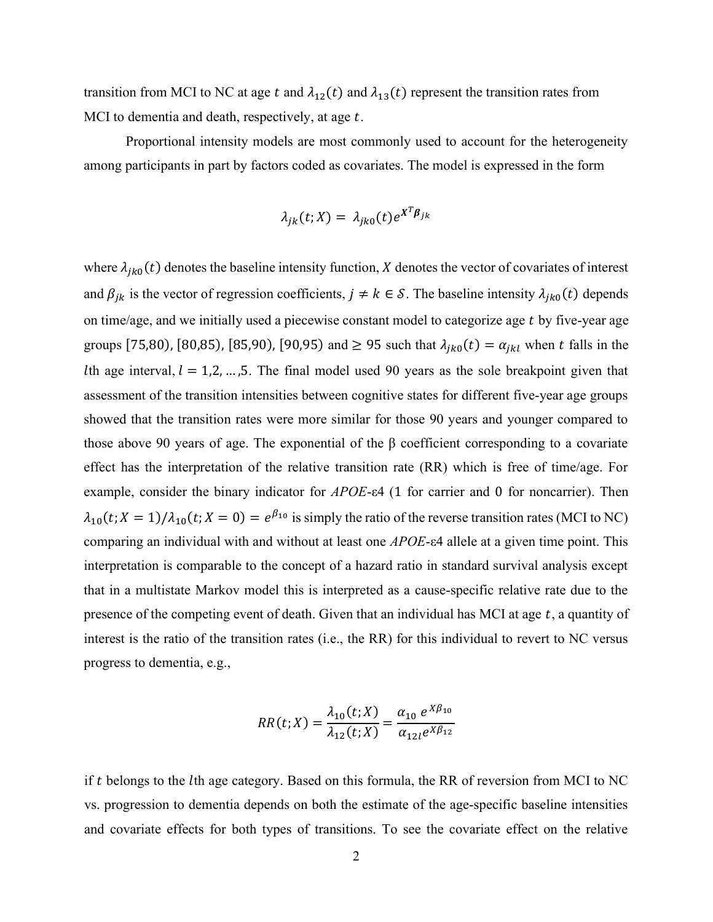transition from MCI to NC at age $t$ and $\lambda_{12}(t)$ and $\lambda_{13}(t)$ represent the transition rates from MCI to dementia and death, respectively, at age $t$.

Proportional intensity models are most commonly used to account for the heterogeneity among participants in part by factors coded as covariates. The model is expressed in the form

$$\lambda_{jk}(t; X) = \lambda_{jk0}(t)e^{X^T\boldsymbol{\beta}_{jk}}$$

where $\lambda_{jk0}(t)$ denotes the baseline intensity function, $X$ denotes the vector of covariates of interest and $\beta_{jk}$ is the vector of regression coefficients, $j \neq k \in \mathcal{S}$. The baseline intensity $\lambda_{jk0}(t)$ depends on time/age, and we initially used a piecewise constant model to categorize age $t$ by five-year age groups $[75,80)$, $[80,85)$, $[85,90)$, $[90,95)$ and $\geq 95$ such that $\lambda_{jk0}(t) = \alpha_{jkl}$ when $t$ falls in the $l$th age interval, $l = 1,2, \ldots, 5$. The final model used 90 years as the sole breakpoint given that assessment of the transition intensities between cognitive states for different five-year age groups showed that the transition rates were more similar for those 90 years and younger compared to those above 90 years of age. The exponential of the β coefficient corresponding to a covariate effect has the interpretation of the relative transition rate (RR) which is free of time/age. For example, consider the binary indicator for *APOE*-ε4 (1 for carrier and 0 for noncarrier). Then $\lambda_{10}(t; X = 1)/\lambda_{10}(t; X = 0) = e^{\beta_{10}}$ is simply the ratio of the reverse transition rates (MCI to NC) comparing an individual with and without at least one *APOE*-ε4 allele at a given time point. This interpretation is comparable to the concept of a hazard ratio in standard survival analysis except that in a multistate Markov model this is interpreted as a cause-specific relative rate due to the presence of the competing event of death. Given that an individual has MCI at age $t$, a quantity of interest is the ratio of the transition rates (i.e., the RR) for this individual to revert to NC versus progress to dementia, e.g.,

$$RR(t; X) = \frac{\lambda_{10}(t; X)}{\lambda_{12}(t; X)} = \frac{\alpha_{10}\ e^{X\beta_{10}}}{\alpha_{12l}e^{X\beta_{12}}}$$

if $t$ belongs to the $l$th age category. Based on this formula, the RR of reversion from MCI to NC vs. progression to dementia depends on both the estimate of the age-specific baseline intensities and covariate effects for both types of transitions. To see the covariate effect on the relative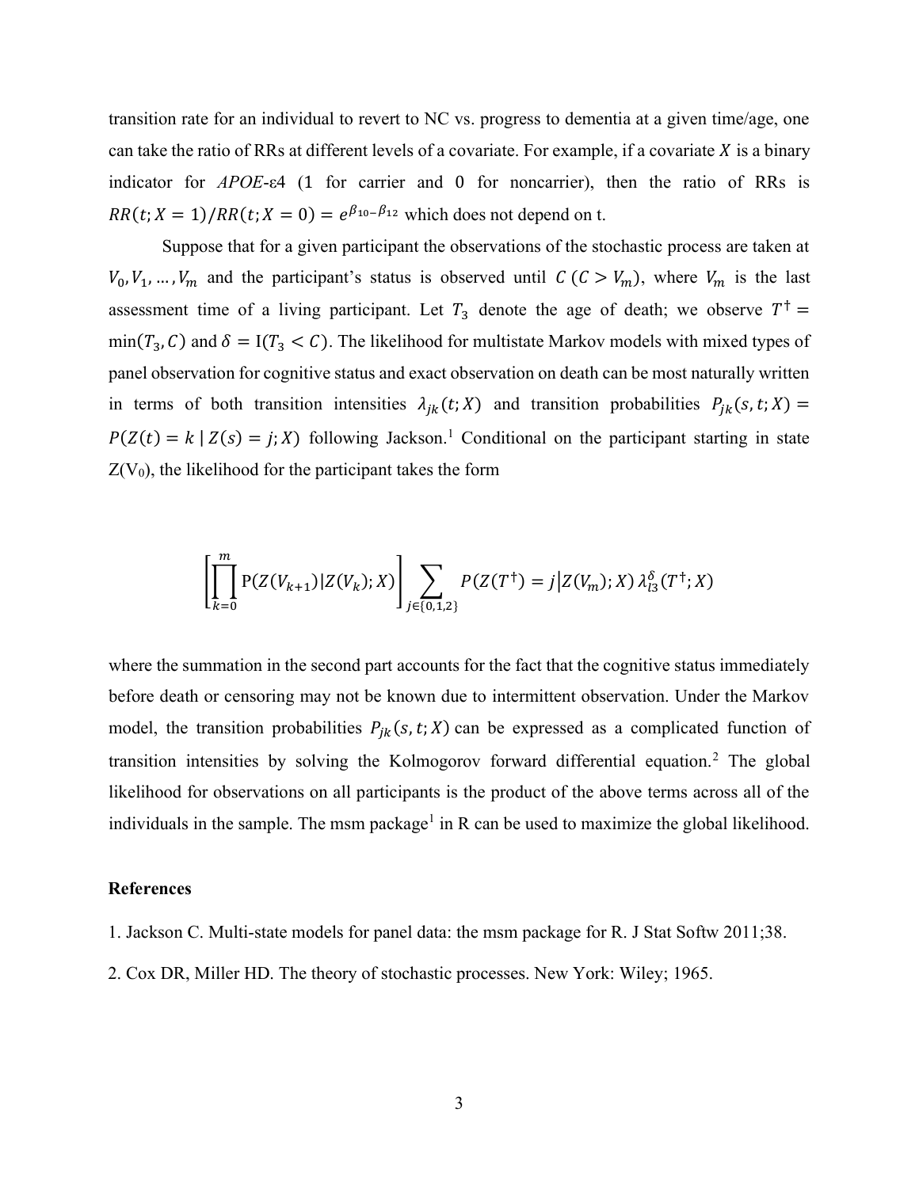transition rate for an individual to revert to NC vs. progress to dementia at a given time/age, one can take the ratio of RRs at different levels of a covariate. For example, if a covariate $X$ is a binary indicator for *APOE*-ε4 (1 for carrier and 0 for noncarrier), then the ratio of RRs is $RR(t; X = 1)/RR(t; X = 0) = e^{\beta_{10} - \beta_{12}}$ which does not depend on t.

Suppose that for a given participant the observations of the stochastic process are taken at $V_0, V_1, \ldots, V_m$ and the participant's status is observed until $C$ $(C > V_m)$, where $V_m$ is the last assessment time of a living participant. Let $T_3$ denote the age of death; we observe $T^{\dagger} = \min(T_3, C)$ and $\delta = \mathrm{I}(T_3 < C)$. The likelihood for multistate Markov models with mixed types of panel observation for cognitive status and exact observation on death can be most naturally written in terms of both transition intensities $\lambda_{jk}(t; X)$ and transition probabilities $P_{jk}(s, t; X) = P(Z(t) = k \mid Z(s) = j; X)$ following Jackson.[1] Conditional on the participant starting in state $Z(V_0)$, the likelihood for the participant takes the form

$$\left[\prod_{k=0}^{m} \mathrm{P}(Z(V_{k+1}) | Z(V_k); X)\right] \sum_{j \in \{0,1,2\}} P(Z(T^{\dagger}) = j \big| Z(V_m); X)\, \lambda_{l3}^{\delta}(T^{\dagger}; X)$$

where the summation in the second part accounts for the fact that the cognitive status immediately before death or censoring may not be known due to intermittent observation. Under the Markov model, the transition probabilities $P_{jk}(s, t; X)$ can be expressed as a complicated function of transition intensities by solving the Kolmogorov forward differential equation.[2] The global likelihood for observations on all participants is the product of the above terms across all of the individuals in the sample. The msm package[1] in R can be used to maximize the global likelihood.

**References**

1. Jackson C. Multi-state models for panel data: the msm package for R. J Stat Softw 2011;38.

2. Cox DR, Miller HD. The theory of stochastic processes. New York: Wiley; 1965.